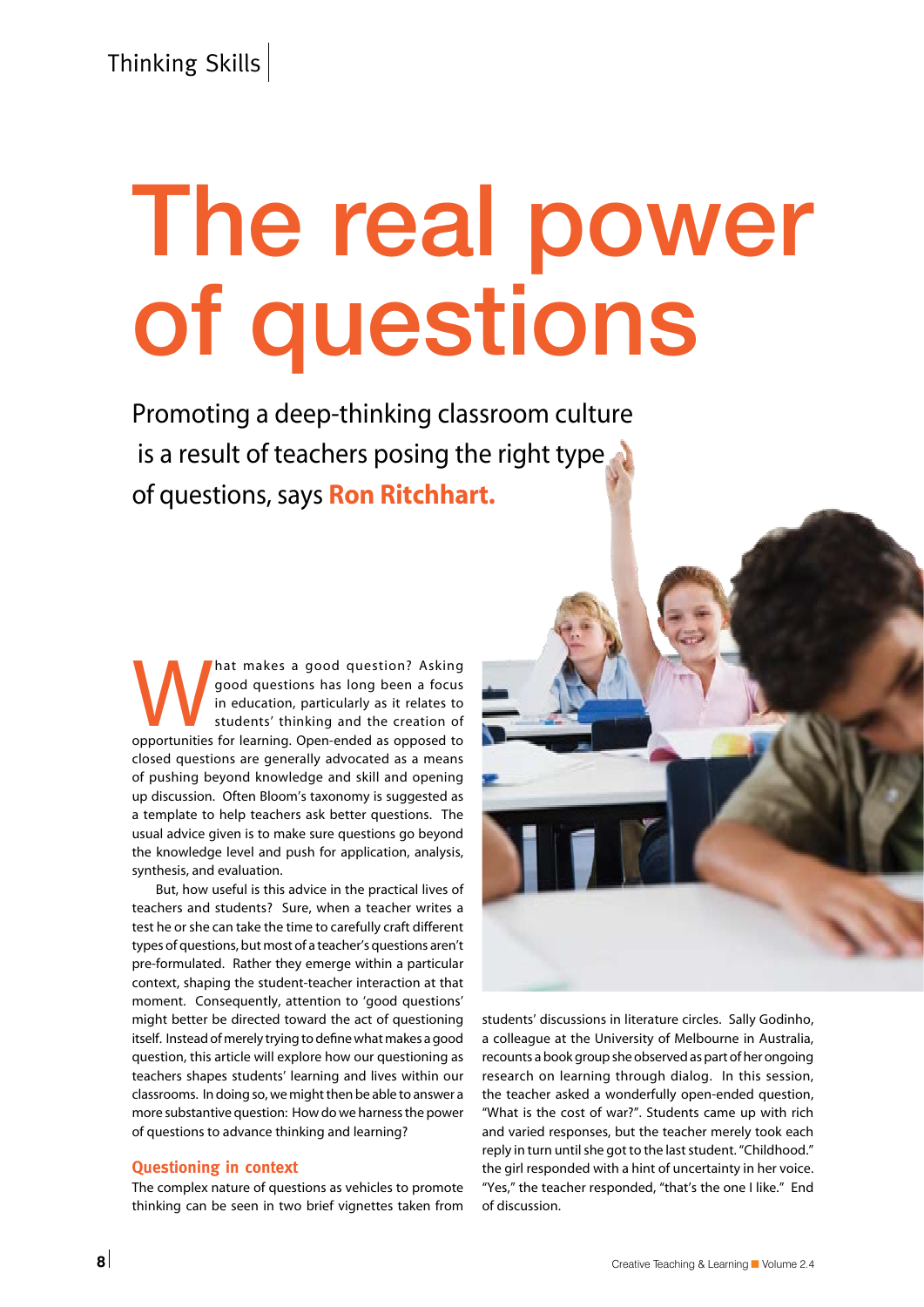Thinking Skills

# The real power of questions

Promoting a deep-thinking classroom culture is a result of teachers posing the right type of questions, says **Ron Ritchhart.**

What makes a good question? Asking good questions has long been a focus in education, particularly as it relates to students' thinking and the creation of opportunities for learning. Open-ended as opposed to closed questions are generally advocated as a means of pushing beyond knowledge and skill and opening up discussion. Often Bloom's taxonomy is suggested as a template to help teachers ask better questions. The usual advice given is to make sure questions go beyond the knowledge level and push for application, analysis, synthesis, and evaluation.

But, how useful is this advice in the practical lives of teachers and students? Sure, when a teacher writes a test he or she can take the time to carefully craft different types of questions, but most of a teacher's questions aren't pre-formulated. Rather they emerge within a particular context, shaping the student-teacher interaction at that moment. Consequently, attention to 'good questions' might better be directed toward the act of questioning itself. Instead of merely trying to define what makes a good question, this article will explore how our questioning as teachers shapes students' learning and lives within our classrooms. In doing so, we might then be able to answer a more substantive question: How do we harness the power of questions to advance thinking and learning?

## Questioning in context

The complex nature of questions as vehicles to promote thinking can be seen in two brief vignettes taken from students' discussions in literature circles. Sally Godinho, a colleague at the University of Melbourne in Australia, recounts a book group she observed as part of her ongoing research on learning through dialog. In this session, the teacher asked a wonderfully open-ended question, "What is the cost of war?". Students came up with rich and varied responses, but the teacher merely took each reply in turn until she got to the last student. "Childhood." the girl responded with a hint of uncertainty in her voice. "Yes," the teacher responded, "that's the one I like." End of discussion.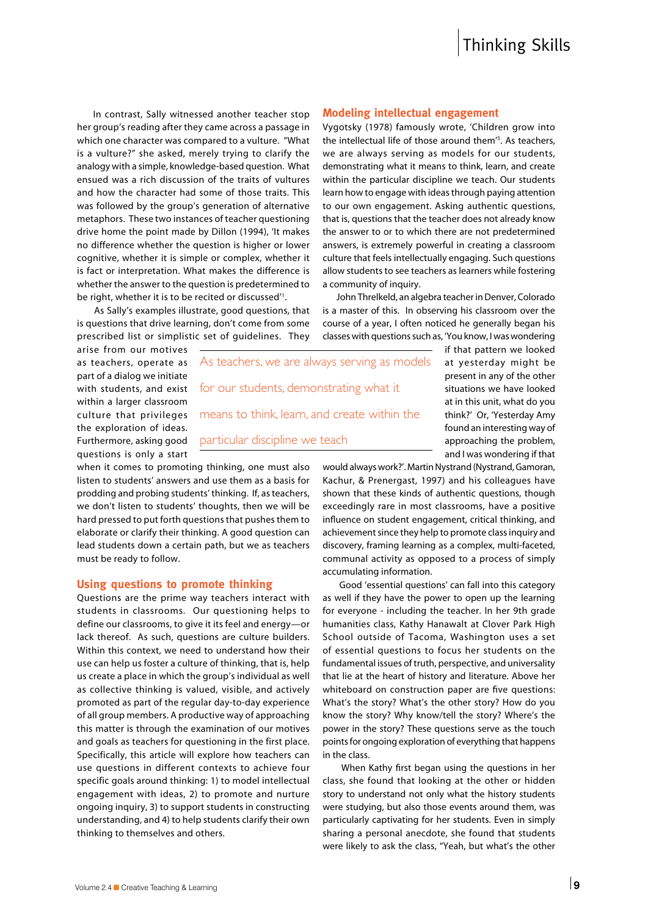In contrast, Sally witnessed another teacher stop her group's reading after they came across a passage in which one character was compared to a vulture. "What is a vulture?" she asked, merely trying to clarify the analogy with a simple, knowledge-based question. What ensued was a rich discussion of the traits of vultures and how the character had some of those traits. This was followed by the group's generation of alternative metaphors. These two instances of teacher questioning drive home the point made by Dillon (1994), 'It makes no difference whether the question is higher or lower cognitive, whether it is simple or complex, whether it is fact or interpretation. What makes the difference is whether the answer to the question is predetermined to be right, whether it is to be recited or discussed'[1].

As Sally's examples illustrate, good questions, that is questions that drive learning, don't come from some prescribed list or simplistic set of guidelines. They arise from our motives as teachers, operate as part of a dialog we initiate with students, and exist within a larger classroom culture that privileges the exploration of ideas. Furthermore, asking good questions is only a start when it comes to promoting thinking, one must also listen to students' answers and use them as a basis for prodding and probing students' thinking. If, as teachers, we don't listen to students' thoughts, then we will be hard pressed to put forth questions that pushes them to elaborate or clarify their thinking. A good question can lead students down a certain path, but we as teachers must be ready to follow.

> As teachers, we are always serving as models for our students, demonstrating what it means to think, learn, and create within the particular discipline we teach

## Using questions to promote thinking

Questions are the prime way teachers interact with students in classrooms. Our questioning helps to define our classrooms, to give it its feel and energy—or lack thereof. As such, questions are culture builders. Within this context, we need to understand how their use can help us foster a culture of thinking, that is, help us create a place in which the group's individual as well as collective thinking is valued, visible, and actively promoted as part of the regular day-to-day experience of all group members. A productive way of approaching this matter is through the examination of our motives and goals as teachers for questioning in the first place. Specifically, this article will explore how teachers can use questions in different contexts to achieve four specific goals around thinking: 1) to model intellectual engagement with ideas, 2) to promote and nurture ongoing inquiry, 3) to support students in constructing understanding, and 4) to help students clarify their own thinking to themselves and others.

## Modeling intellectual engagement

Vygotsky (1978) famously wrote, 'Children grow into the intellectual life of those around them'[5]. As teachers, we are always serving as models for our students, demonstrating what it means to think, learn, and create within the particular discipline we teach. Our students learn how to engage with ideas through paying attention to our own engagement. Asking authentic questions, that is, questions that the teacher does not already know the answer to or to which there are not predetermined answers, is extremely powerful in creating a classroom culture that feels intellectually engaging. Such questions allow students to see teachers as learners while fostering a community of inquiry.

John Threlkeld, an algebra teacher in Denver, Colorado is a master of this. In observing his classroom over the course of a year, I often noticed he generally began his classes with questions such as, 'You know, I was wondering if that pattern we looked at yesterday might be present in any of the other situations we have looked at in this unit, what do you think?' Or, 'Yesterday Amy found an interesting way of approaching the problem, and I was wondering if that would always work?'. Martin Nystrand (Nystrand, Gamoran, Kachur, & Prenergast, 1997) and his colleagues have shown that these kinds of authentic questions, though exceedingly rare in most classrooms, have a positive influence on student engagement, critical thinking, and achievement since they help to promote class inquiry and discovery, framing learning as a complex, multi-faceted, communal activity as opposed to a process of simply accumulating information.

Good 'essential questions' can fall into this category as well if they have the power to open up the learning for everyone - including the teacher. In her 9th grade humanities class, Kathy Hanawalt at Clover Park High School outside of Tacoma, Washington uses a set of essential questions to focus her students on the fundamental issues of truth, perspective, and universality that lie at the heart of history and literature. Above her whiteboard on construction paper are five questions: What's the story? What's the other story? How do you know the story? Why know/tell the story? Where's the power in the story? These questions serve as the touch points for ongoing exploration of everything that happens in the class.

When Kathy first began using the questions in her class, she found that looking at the other or hidden story to understand not only what the history students were studying, but also those events around them, was particularly captivating for her students. Even in simply sharing a personal anecdote, she found that students were likely to ask the class, "Yeah, but what's the other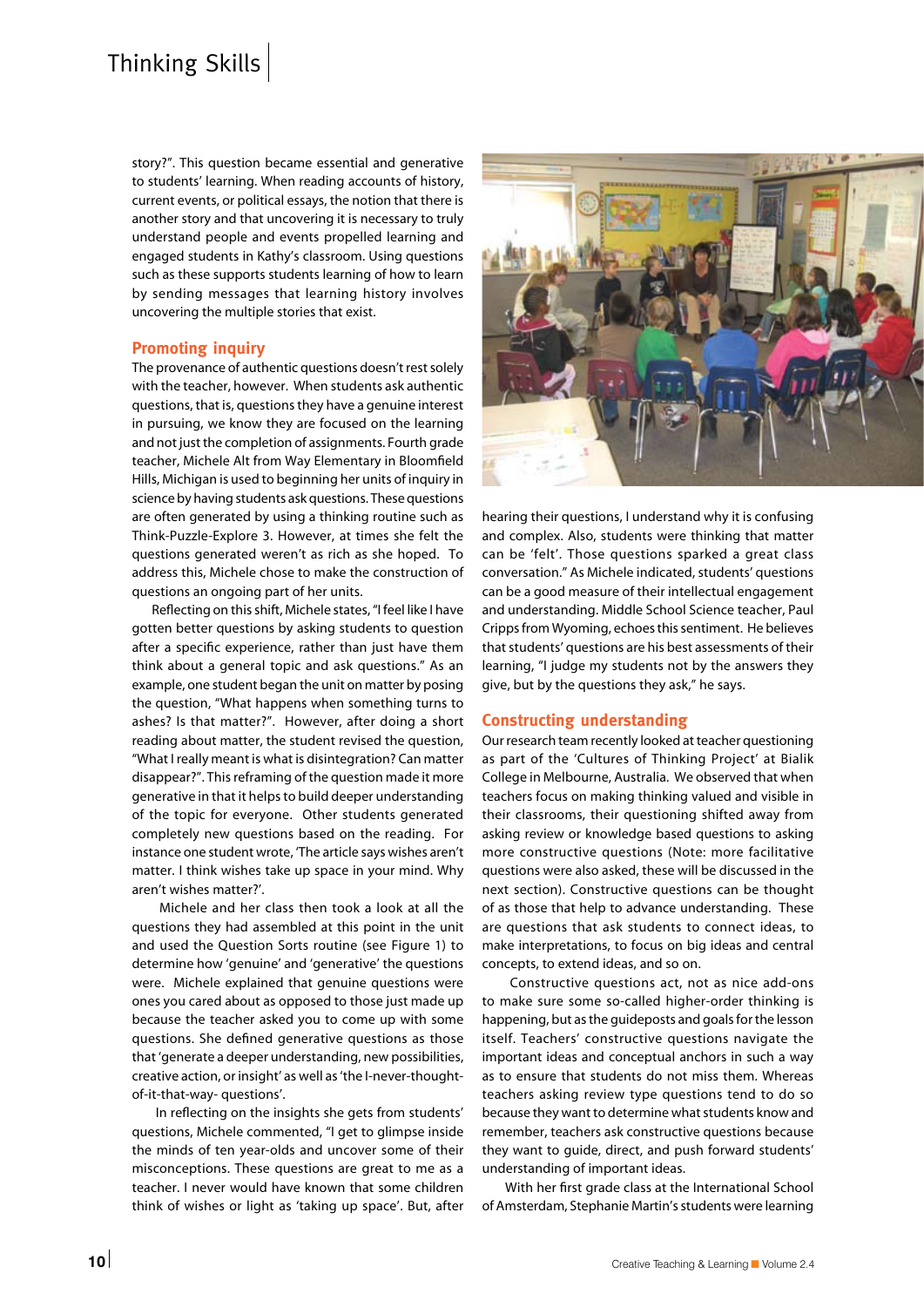story?". This question became essential and generative to students' learning. When reading accounts of history, current events, or political essays, the notion that there is another story and that uncovering it is necessary to truly understand people and events propelled learning and engaged students in Kathy's classroom. Using questions such as these supports students learning of how to learn by sending messages that learning history involves uncovering the multiple stories that exist.

## Promoting inquiry

The provenance of authentic questions doesn't rest solely with the teacher, however. When students ask authentic questions, that is, questions they have a genuine interest in pursuing, we know they are focused on the learning and not just the completion of assignments. Fourth grade teacher, Michele Alt from Way Elementary in Bloomfield Hills, Michigan is used to beginning her units of inquiry in science by having students ask questions. These questions are often generated by using a thinking routine such as Think-Puzzle-Explore 3. However, at times she felt the questions generated weren't as rich as she hoped. To address this, Michele chose to make the construction of questions an ongoing part of her units.

Reflecting on this shift, Michele states, "I feel like I have gotten better questions by asking students to question after a specific experience, rather than just have them think about a general topic and ask questions." As an example, one student began the unit on matter by posing the question, "What happens when something turns to ashes? Is that matter?". However, after doing a short reading about matter, the student revised the question, "What I really meant is what is disintegration? Can matter disappear?". This reframing of the question made it more generative in that it helps to build deeper understanding of the topic for everyone. Other students generated completely new questions based on the reading. For instance one student wrote, 'The article says wishes aren't matter. I think wishes take up space in your mind. Why aren't wishes matter?'.

Michele and her class then took a look at all the questions they had assembled at this point in the unit and used the Question Sorts routine (see Figure 1) to determine how 'genuine' and 'generative' the questions were. Michele explained that genuine questions were ones you cared about as opposed to those just made up because the teacher asked you to come up with some questions. She defined generative questions as those that 'generate a deeper understanding, new possibilities, creative action, or insight' as well as 'the I-never-thought-of-it-that-way- questions'.

In reflecting on the insights she gets from students' questions, Michele commented, "I get to glimpse inside the minds of ten year-olds and uncover some of their misconceptions. These questions are great to me as a teacher. I never would have known that some children think of wishes or light as 'taking up space'. But, after hearing their questions, I understand why it is confusing and complex. Also, students were thinking that matter can be 'felt'. Those questions sparked a great class conversation." As Michele indicated, students' questions can be a good measure of their intellectual engagement and understanding. Middle School Science teacher, Paul Cripps from Wyoming, echoes this sentiment. He believes that students' questions are his best assessments of their learning, "I judge my students not by the answers they give, but by the questions they ask," he says.

## Constructing understanding

Our research team recently looked at teacher questioning as part of the 'Cultures of Thinking Project' at Bialik College in Melbourne, Australia. We observed that when teachers focus on making thinking valued and visible in their classrooms, their questioning shifted away from asking review or knowledge based questions to asking more constructive questions (Note: more facilitative questions were also asked, these will be discussed in the next section). Constructive questions can be thought of as those that help to advance understanding. These are questions that ask students to connect ideas, to make interpretations, to focus on big ideas and central concepts, to extend ideas, and so on.

Constructive questions act, not as nice add-ons to make sure some so-called higher-order thinking is happening, but as the guideposts and goals for the lesson itself. Teachers' constructive questions navigate the important ideas and conceptual anchors in such a way as to ensure that students do not miss them. Whereas teachers asking review type questions tend to do so because they want to determine what students know and remember, teachers ask constructive questions because they want to guide, direct, and push forward students' understanding of important ideas.

With her first grade class at the International School of Amsterdam, Stephanie Martin's students were learning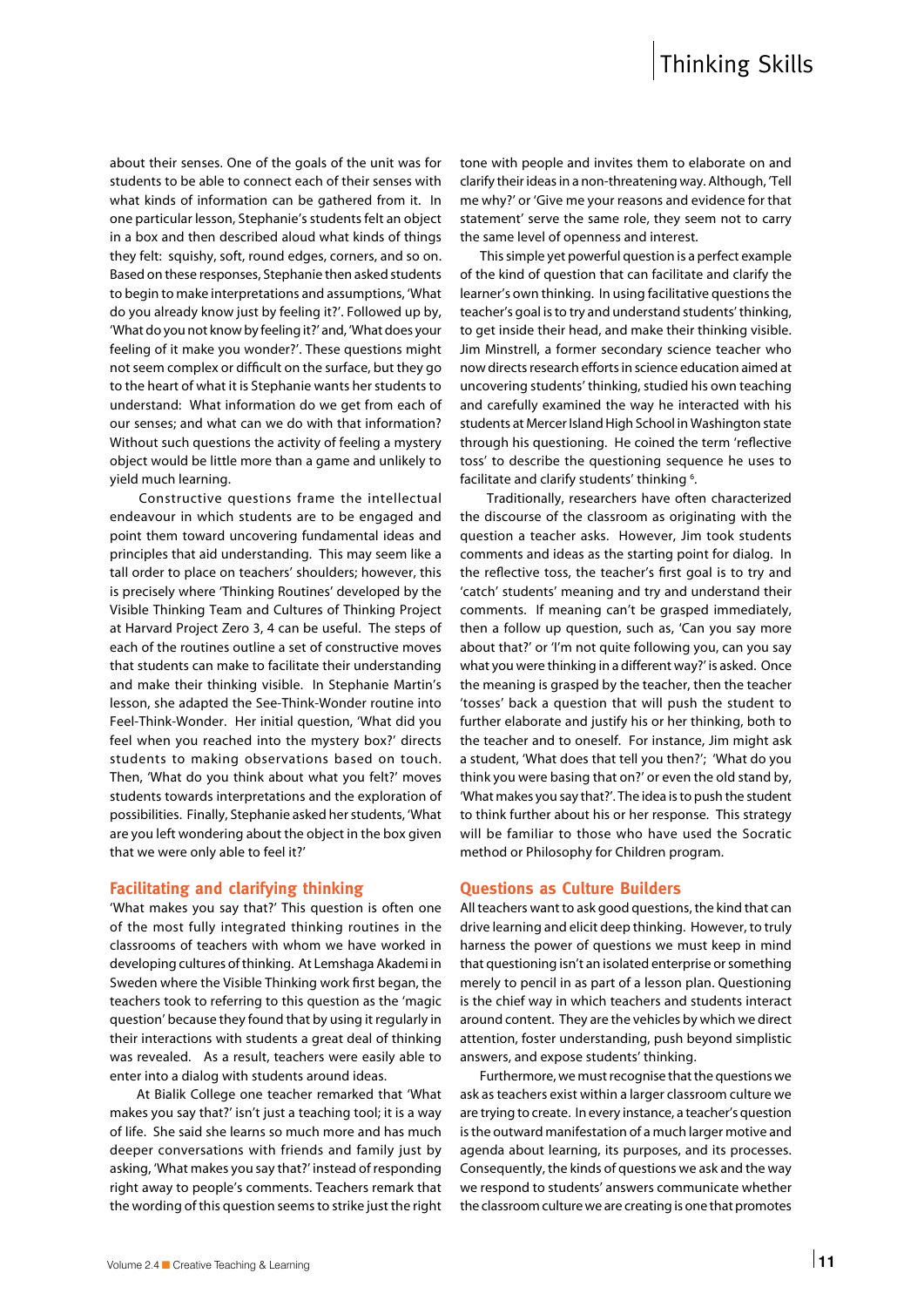about their senses. One of the goals of the unit was for students to be able to connect each of their senses with what kinds of information can be gathered from it. In one particular lesson, Stephanie's students felt an object in a box and then described aloud what kinds of things they felt: squishy, soft, round edges, corners, and so on. Based on these responses, Stephanie then asked students to begin to make interpretations and assumptions, 'What do you already know just by feeling it?'. Followed up by, 'What do you not know by feeling it?' and, 'What does your feeling of it make you wonder?'. These questions might not seem complex or difficult on the surface, but they go to the heart of what it is Stephanie wants her students to understand: What information do we get from each of our senses; and what can we do with that information? Without such questions the activity of feeling a mystery object would be little more than a game and unlikely to yield much learning.

Constructive questions frame the intellectual endeavour in which students are to be engaged and point them toward uncovering fundamental ideas and principles that aid understanding. This may seem like a tall order to place on teachers' shoulders; however, this is precisely where 'Thinking Routines' developed by the Visible Thinking Team and Cultures of Thinking Project at Harvard Project Zero 3, 4 can be useful. The steps of each of the routines outline a set of constructive moves that students can make to facilitate their understanding and make their thinking visible. In Stephanie Martin's lesson, she adapted the See-Think-Wonder routine into Feel-Think-Wonder. Her initial question, 'What did you feel when you reached into the mystery box?' directs students to making observations based on touch. Then, 'What do you think about what you felt?' moves students towards interpretations and the exploration of possibilities. Finally, Stephanie asked her students, 'What are you left wondering about the object in the box given that we were only able to feel it?'

## Facilitating and clarifying thinking

'What makes you say that?' This question is often one of the most fully integrated thinking routines in the classrooms of teachers with whom we have worked in developing cultures of thinking. At Lemshaga Akademi in Sweden where the Visible Thinking work first began, the teachers took to referring to this question as the 'magic question' because they found that by using it regularly in their interactions with students a great deal of thinking was revealed. As a result, teachers were easily able to enter into a dialog with students around ideas.

At Bialik College one teacher remarked that 'What makes you say that?' isn't just a teaching tool; it is a way of life. She said she learns so much more and has much deeper conversations with friends and family just by asking, 'What makes you say that?' instead of responding right away to people's comments. Teachers remark that the wording of this question seems to strike just the right tone with people and invites them to elaborate on and clarify their ideas in a non-threatening way. Although, 'Tell me why?' or 'Give me your reasons and evidence for that statement' serve the same role, they seem not to carry the same level of openness and interest.

This simple yet powerful question is a perfect example of the kind of question that can facilitate and clarify the learner's own thinking. In using facilitative questions the teacher's goal is to try and understand students' thinking, to get inside their head, and make their thinking visible. Jim Minstrell, a former secondary science teacher who now directs research efforts in science education aimed at uncovering students' thinking, studied his own teaching and carefully examined the way he interacted with his students at Mercer Island High School in Washington state through his questioning. He coined the term 'reflective toss' to describe the questioning sequence he uses to facilitate and clarify students' thinking [6].

Traditionally, researchers have often characterized the discourse of the classroom as originating with the question a teacher asks. However, Jim took students comments and ideas as the starting point for dialog. In the reflective toss, the teacher's first goal is to try and 'catch' students' meaning and try and understand their comments. If meaning can't be grasped immediately, then a follow up question, such as, 'Can you say more about that?' or 'I'm not quite following you, can you say what you were thinking in a different way?' is asked. Once the meaning is grasped by the teacher, then the teacher 'tosses' back a question that will push the student to further elaborate and justify his or her thinking, both to the teacher and to oneself. For instance, Jim might ask a student, 'What does that tell you then?'; 'What do you think you were basing that on?' or even the old stand by, 'What makes you say that?'. The idea is to push the student to think further about his or her response. This strategy will be familiar to those who have used the Socratic method or Philosophy for Children program.

## Questions as Culture Builders

All teachers want to ask good questions, the kind that can drive learning and elicit deep thinking. However, to truly harness the power of questions we must keep in mind that questioning isn't an isolated enterprise or something merely to pencil in as part of a lesson plan. Questioning is the chief way in which teachers and students interact around content. They are the vehicles by which we direct attention, foster understanding, push beyond simplistic answers, and expose students' thinking.

Furthermore, we must recognise that the questions we ask as teachers exist within a larger classroom culture we are trying to create. In every instance, a teacher's question is the outward manifestation of a much larger motive and agenda about learning, its purposes, and its processes. Consequently, the kinds of questions we ask and the way we respond to students' answers communicate whether the classroom culture we are creating is one that promotes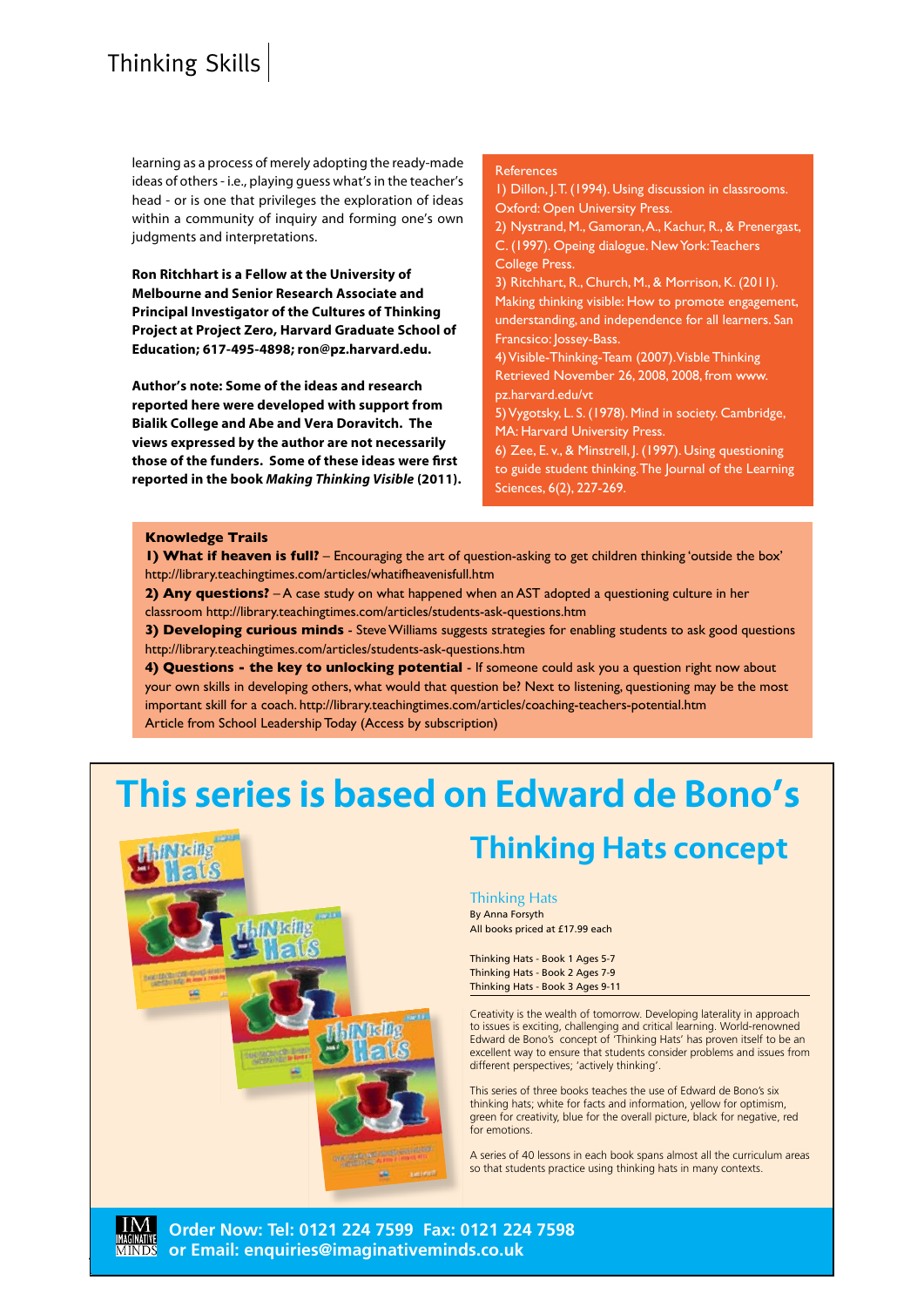learning as a process of merely adopting the ready-made ideas of others - i.e., playing guess what's in the teacher's head - or is one that privileges the exploration of ideas within a community of inquiry and forming one's own judgments and interpretations.

**Ron Ritchhart is a Fellow at the University of Melbourne and Senior Research Associate and Principal Investigator of the Cultures of Thinking Project at Project Zero, Harvard Graduate School of Education; 617-495-4898; ron@pz.harvard.edu.**

**Author's note: Some of the ideas and research reported here were developed with support from Bialik College and Abe and Vera Doravitch. The views expressed by the author are not necessarily those of the funders. Some of these ideas were first reported in the book *Making Thinking Visible* (2011).**

References

1) Dillon, J. T. (1994). Using discussion in classrooms. Oxford: Open University Press.
2) Nystrand, M., Gamoran, A., Kachur, R., & Prenergast, C. (1997). Opeing dialogue. New York: Teachers College Press.
3) Ritchhart, R., Church, M., & Morrison, K. (2011). Making thinking visible: How to promote engagement, understanding, and independence for all learners. San Francsico: Jossey-Bass.
4) Visible-Thinking-Team (2007). Visble Thinking Retrieved November 26, 2008, 2008, from www.pz.harvard.edu/vt
5) Vygotsky, L. S. (1978). Mind in society. Cambridge, MA: Harvard University Press.
6) Zee, E. v., & Minstrell, J. (1997). Using questioning to guide student thinking. The Journal of the Learning Sciences, 6(2), 227-269.

**Knowledge Trails**

**1) What if heaven is full?** – Encouraging the art of question-asking to get children thinking 'outside the box' http://library.teachingtimes.com/articles/whatifheavenisfull.htm

**2) Any questions?** – A case study on what happened when an AST adopted a questioning culture in her classroom http://library.teachingtimes.com/articles/students-ask-questions.htm

**3) Developing curious minds** - Steve Williams suggests strategies for enabling students to ask good questions http://library.teachingtimes.com/articles/students-ask-questions.htm

**4) Questions - the key to unlocking potential** - If someone could ask you a question right now about your own skills in developing others, what would that question be? Next to listening, questioning may be the most important skill for a coach. http://library.teachingtimes.com/articles/coaching-teachers-potential.htm
Article from School Leadership Today (Access by subscription)

# This series is based on Edward de Bono's Thinking Hats concept

Thinking Hats
By Anna Forsyth
All books priced at £17.99 each

Thinking Hats - Book 1 Ages 5-7
Thinking Hats - Book 2 Ages 7-9
Thinking Hats - Book 3 Ages 9-11

Creativity is the wealth of tomorrow. Developing laterality in approach to issues is exciting, challenging and critical learning. World-renowned Edward de Bono's concept of 'Thinking Hats' has proven itself to be an excellent way to ensure that students consider problems and issues from different perspectives; 'actively thinking'.

This series of three books teaches the use of Edward de Bono's six thinking hats; white for facts and information, yellow for optimism, green for creativity, blue for the overall picture, black for negative, red for emotions.

A series of 40 lessons in each book spans almost all the curriculum areas so that students practice using thinking hats in many contexts.

**Order Now: Tel: 0121 224 7599 Fax: 0121 224 7598**
**or Email: enquiries@imaginativeminds.co.uk**